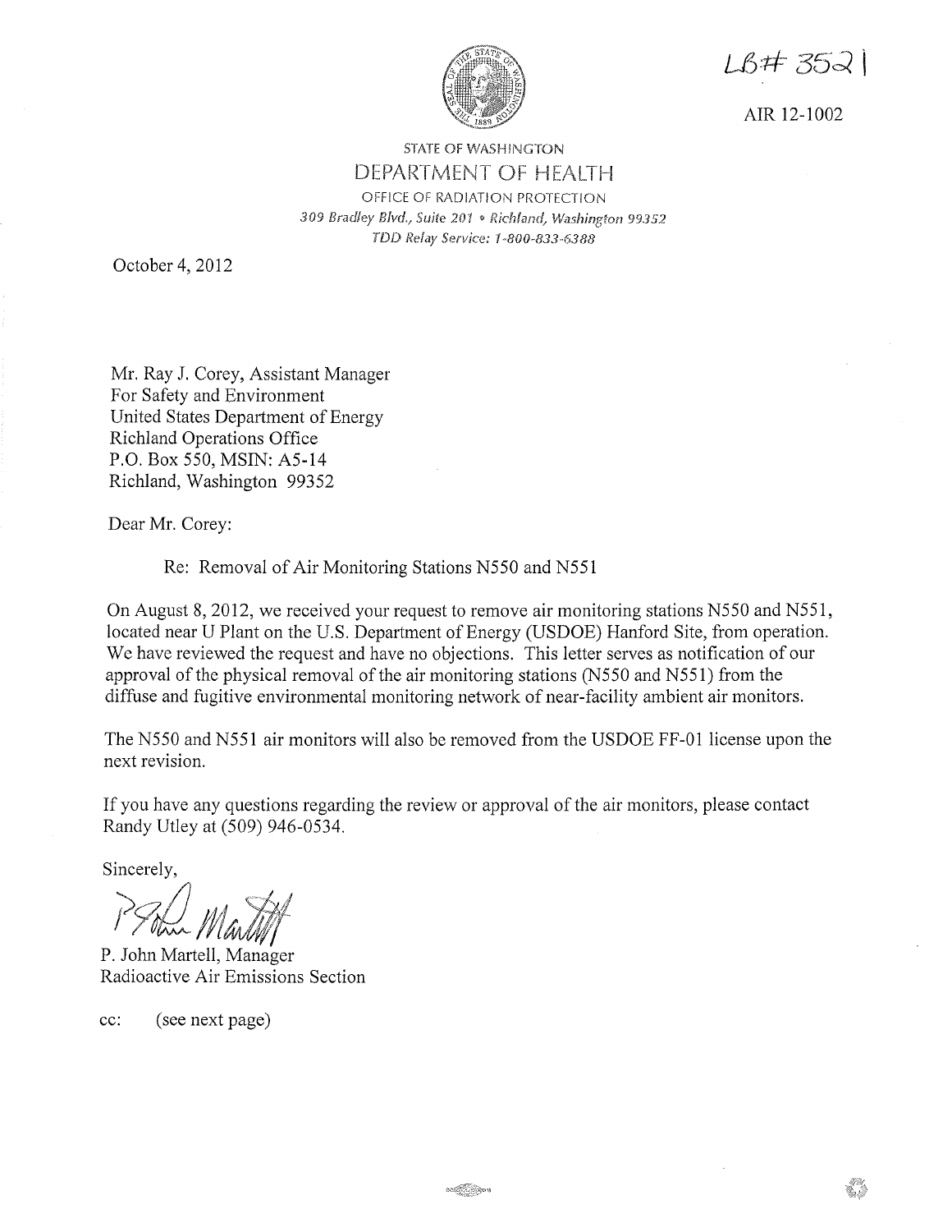LB# 3521

AIR 12-1002

STATE OF WASHINGTON

DEPARTMENT OF HEALTH

OFFICE OF RADIATION PROTECTION

*309 Bradley Blvd., Suite 201 • Richland, Washington 99352*

*TDD Relay Service: 1-800-833-6388*

October 4, 2012

Mr. Ray J. Corey, Assistant Manager
For Safety and Environment
United States Department of Energy
Richland Operations Office
P.O. Box 550, MSIN: A5-14
Richland, Washington 99352

Dear Mr. Corey:

Re: Removal of Air Monitoring Stations N550 and N551

On August 8, 2012, we received your request to remove air monitoring stations N550 and N551, located near U Plant on the U.S. Department of Energy (USDOE) Hanford Site, from operation. We have reviewed the request and have no objections. This letter serves as notification of our approval of the physical removal of the air monitoring stations (N550 and N551) from the diffuse and fugitive environmental monitoring network of near-facility ambient air monitors.

The N550 and N551 air monitors will also be removed from the USDOE FF-01 license upon the next revision.

If you have any questions regarding the review or approval of the air monitors, please contact Randy Utley at (509) 946-0534.

Sincerely,

P. John Martell, Manager
Radioactive Air Emissions Section

cc: (see next page)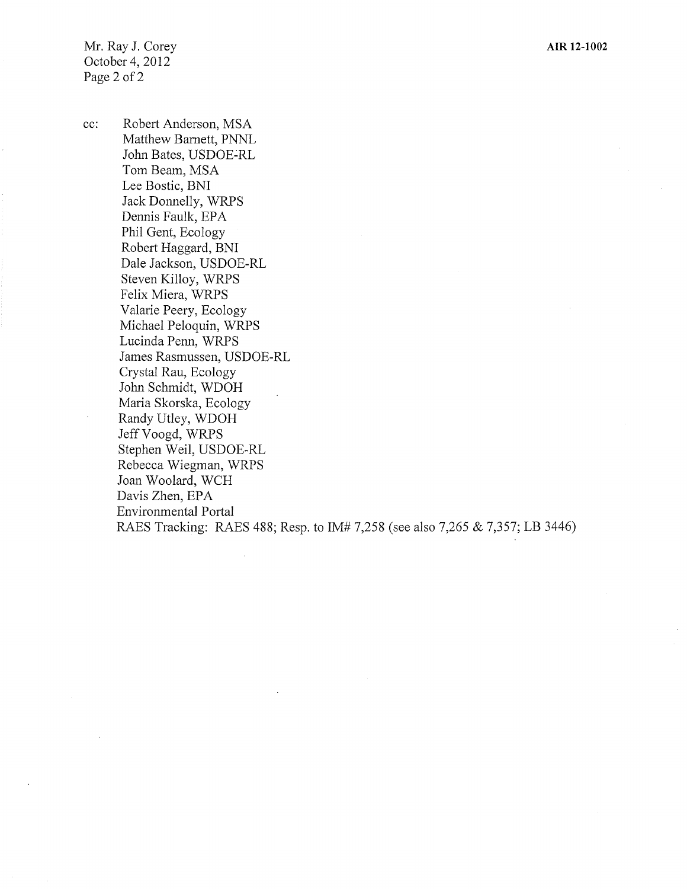cc: Robert Anderson, MSA
Matthew Barnett, PNNL
John Bates, USDOE-RL
Tom Beam, MSA
Lee Bostic, BNI
Jack Donnelly, WRPS
Dennis Faulk, EPA
Phil Gent, Ecology
Robert Haggard, BNI
Dale Jackson, USDOE-RL
Steven Killoy, WRPS
Felix Miera, WRPS
Valarie Peery, Ecology
Michael Peloquin, WRPS
Lucinda Penn, WRPS
James Rasmussen, USDOE-RL
Crystal Rau, Ecology
John Schmidt, WDOH
Maria Skorska, Ecology
Randy Utley, WDOH
Jeff Voogd, WRPS
Stephen Weil, USDOE-RL
Rebecca Wiegman, WRPS
Joan Woolard, WCH
Davis Zhen, EPA
Environmental Portal
RAES Tracking: RAES 488; Resp. to IM# 7,258 (see also 7,265 & 7,357; LB 3446)